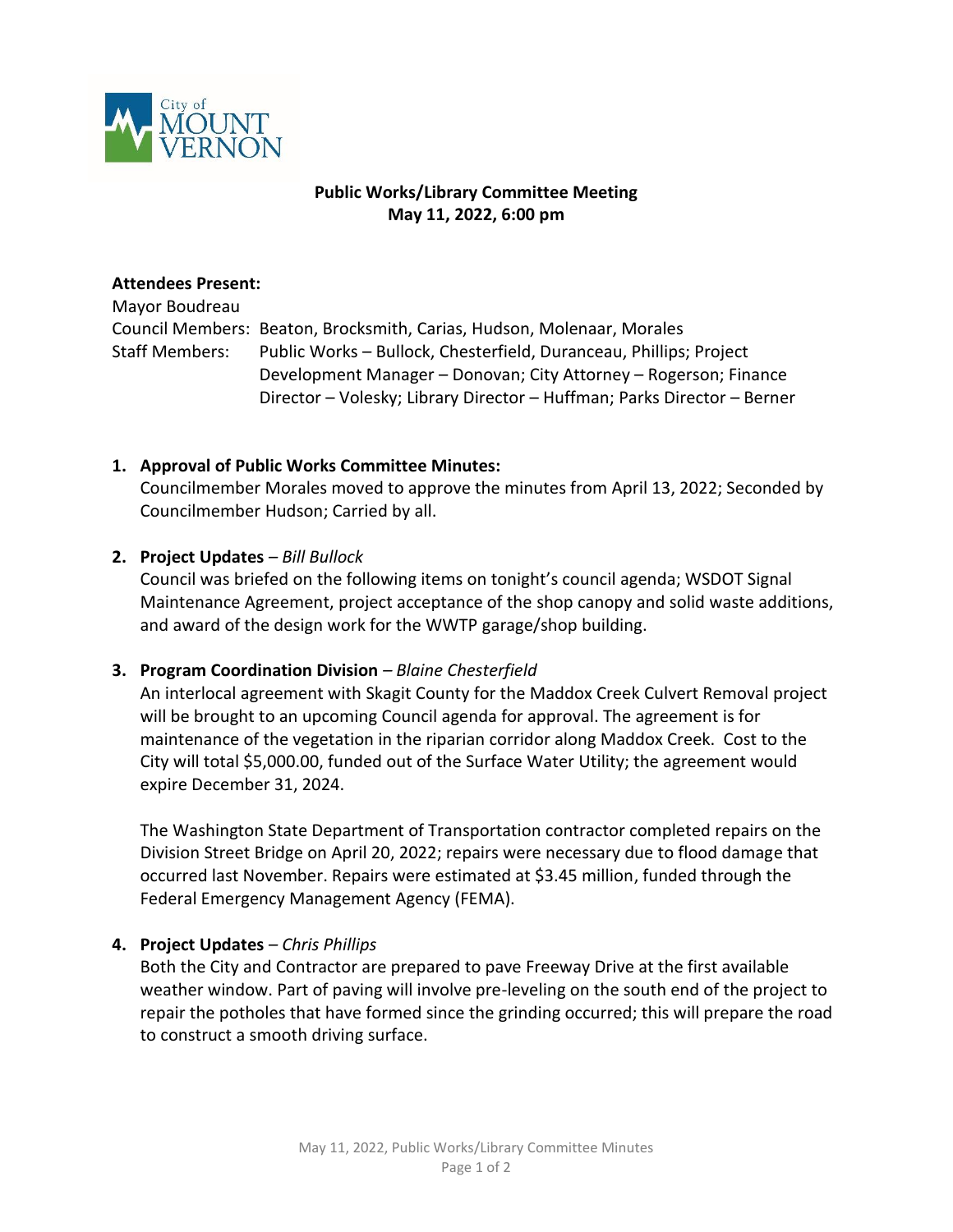City of MOUNT VERNON

**Public Works/Library Committee Meeting**
**May 11, 2022, 6:00 pm**

**Attendees Present:**

Mayor Boudreau
Council Members: Beaton, Brocksmith, Carias, Hudson, Molenaar, Morales
Staff Members: Public Works – Bullock, Chesterfield, Duranceau, Phillips; Project Development Manager – Donovan; City Attorney – Rogerson; Finance Director – Volesky; Library Director – Huffman; Parks Director – Berner

1. **Approval of Public Works Committee Minutes:**
   Councilmember Morales moved to approve the minutes from April 13, 2022; Seconded by Councilmember Hudson; Carried by all.

2. **Project Updates** – *Bill Bullock*
   Council was briefed on the following items on tonight's council agenda; WSDOT Signal Maintenance Agreement, project acceptance of the shop canopy and solid waste additions, and award of the design work for the WWTP garage/shop building.

3. **Program Coordination Division** – *Blaine Chesterfield*
   An interlocal agreement with Skagit County for the Maddox Creek Culvert Removal project will be brought to an upcoming Council agenda for approval. The agreement is for maintenance of the vegetation in the riparian corridor along Maddox Creek. Cost to the City will total $5,000.00, funded out of the Surface Water Utility; the agreement would expire December 31, 2024.

   The Washington State Department of Transportation contractor completed repairs on the Division Street Bridge on April 20, 2022; repairs were necessary due to flood damage that occurred last November. Repairs were estimated at $3.45 million, funded through the Federal Emergency Management Agency (FEMA).

4. **Project Updates** – *Chris Phillips*
   Both the City and Contractor are prepared to pave Freeway Drive at the first available weather window. Part of paving will involve pre-leveling on the south end of the project to repair the potholes that have formed since the grinding occurred; this will prepare the road to construct a smooth driving surface.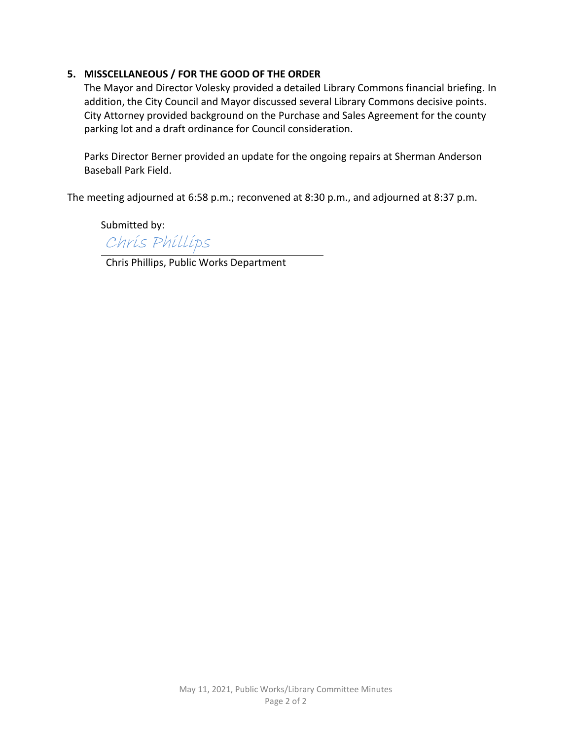## 5. MISSCELLANEOUS / FOR THE GOOD OF THE ORDER

The Mayor and Director Volesky provided a detailed Library Commons financial briefing. In addition, the City Council and Mayor discussed several Library Commons decisive points. City Attorney provided background on the Purchase and Sales Agreement for the county parking lot and a draft ordinance for Council consideration.

Parks Director Berner provided an update for the ongoing repairs at Sherman Anderson Baseball Park Field.

The meeting adjourned at 6:58 p.m.; reconvened at 8:30 p.m., and adjourned at 8:37 p.m.

Submitted by:

*Chris Phillips*

Chris Phillips, Public Works Department